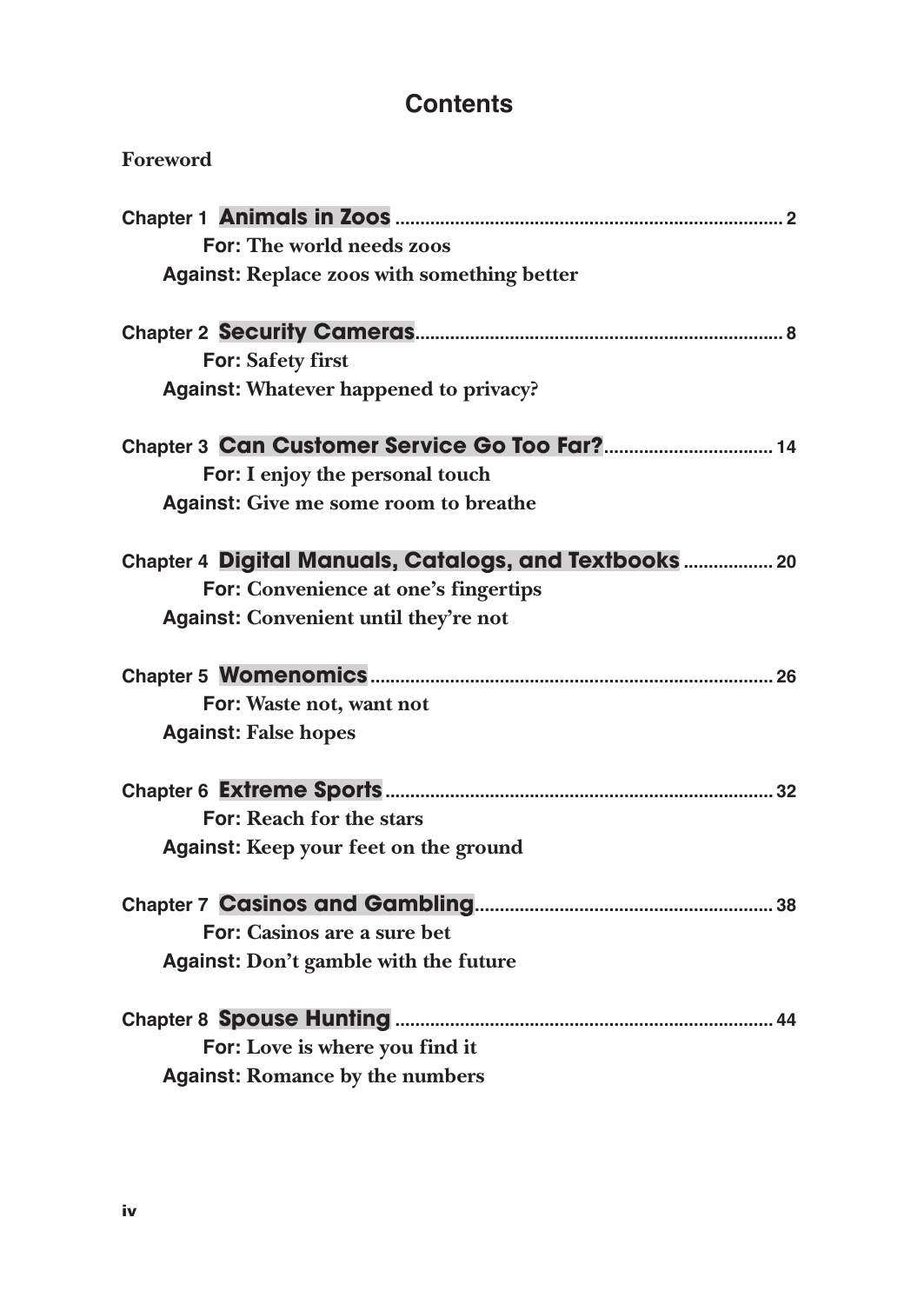# Contents

**Foreword**

**Chapter 1 Animals in Zoos** ..... 2

- **For:** The world needs zoos
- **Against:** Replace zoos with something better

**Chapter 2 Security Cameras** ..... 8

- **For:** Safety first
- **Against:** Whatever happened to privacy?

**Chapter 3 Can Customer Service Go Too Far?** ..... 14

- **For:** I enjoy the personal touch
- **Against:** Give me some room to breathe

**Chapter 4 Digital Manuals, Catalogs, and Textbooks** ..... 20

- **For:** Convenience at one's fingertips
- **Against:** Convenient until they're not

**Chapter 5 Womenomics** ..... 26

- **For:** Waste not, want not
- **Against:** False hopes

**Chapter 6 Extreme Sports** ..... 32

- **For:** Reach for the stars
- **Against:** Keep your feet on the ground

**Chapter 7 Casinos and Gambling** ..... 38

- **For:** Casinos are a sure bet
- **Against:** Don't gamble with the future

**Chapter 8 Spouse Hunting** ..... 44

- **For:** Love is where you find it
- **Against:** Romance by the numbers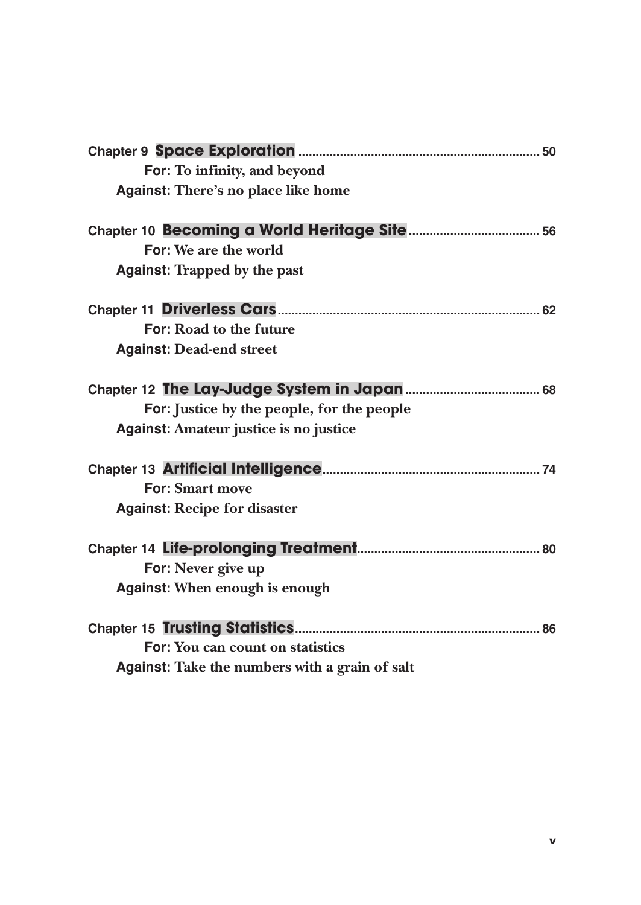**Chapter 9 Space Exploration** ...................................................................... 50

**For:** To infinity, and beyond

**Against:** There's no place like home

**Chapter 10 Becoming a World Heritage Site** ...................................... 56

**For:** We are the world

**Against:** Trapped by the past

**Chapter 11 Driverless Cars** ............................................................................ 62

**For:** Road to the future

**Against:** Dead-end street

**Chapter 12 The Lay-Judge System in Japan** ....................................... 68

**For:** Justice by the people, for the people

**Against:** Amateur justice is no justice

**Chapter 13 Artificial Intelligence** ............................................................... 74

**For:** Smart move

**Against:** Recipe for disaster

**Chapter 14 Life-prolonging Treatment** ..................................................... 80

**For:** Never give up

**Against:** When enough is enough

**Chapter 15 Trusting Statistics** ....................................................................... 86

**For:** You can count on statistics

**Against:** Take the numbers with a grain of salt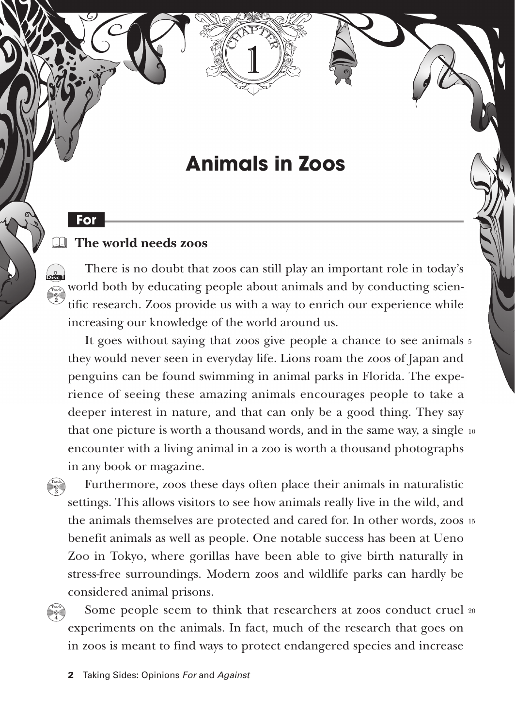CHAPTER 1

# Animals in Zoos

## For

### The world needs zoos

There is no doubt that zoos can still play an important role in today's world both by educating people about animals and by conducting scientific research. Zoos provide us with a way to enrich our experience while increasing our knowledge of the world around us.

It goes without saying that zoos give people a chance to see animals they would never seen in everyday life. Lions roam the zoos of Japan and penguins can be found swimming in animal parks in Florida. The experience of seeing these amazing animals encourages people to take a deeper interest in nature, and that can only be a good thing. They say that one picture is worth a thousand words, and in the same way, a single encounter with a living animal in a zoo is worth a thousand photographs in any book or magazine.

Furthermore, zoos these days often place their animals in naturalistic settings. This allows visitors to see how animals really live in the wild, and the animals themselves are protected and cared for. In other words, zoos benefit animals as well as people. One notable success has been at Ueno Zoo in Tokyo, where gorillas have been able to give birth naturally in stress-free surroundings. Modern zoos and wildlife parks can hardly be considered animal prisons.

Some people seem to think that researchers at zoos conduct cruel experiments on the animals. In fact, much of the research that goes on in zoos is meant to find ways to protect endangered species and increase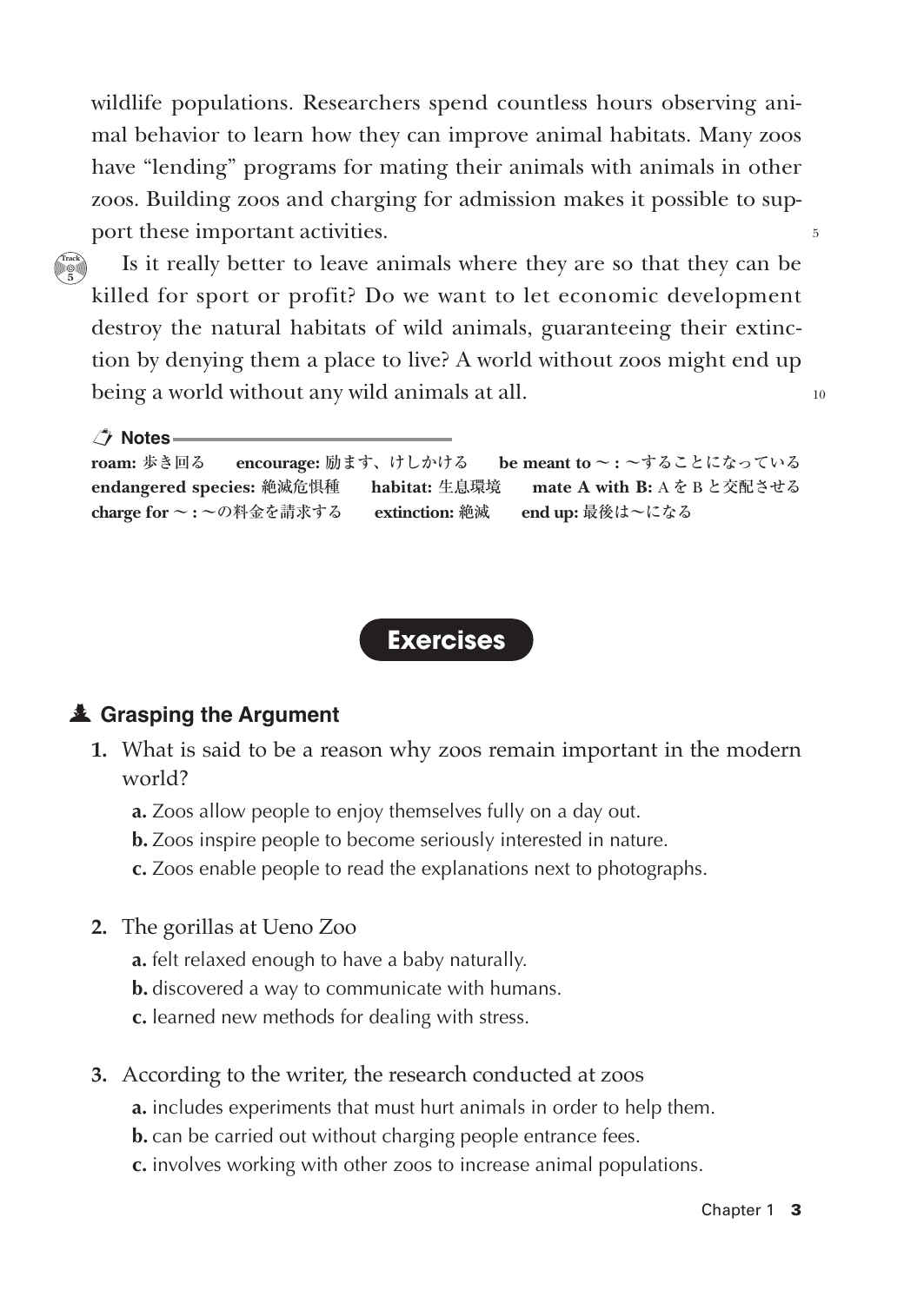wildlife populations. Researchers spend countless hours observing animal behavior to learn how they can improve animal habitats. Many zoos have "lending" programs for mating their animals with animals in other zoos. Building zoos and charging for admission makes it possible to support these important activities.

Is it really better to leave animals where they are so that they can be killed for sport or profit? Do we want to let economic development destroy the natural habitats of wild animals, guaranteeing their extinction by denying them a place to live? A world without zoos might end up being a world without any wild animals at all.

**Notes**

**roam:** 歩き回る　**encourage:** 励ます、けしかける　**be meant to 〜 :** 〜することになっている
**endangered species:** 絶滅危惧種　**habitat:** 生息環境　**mate A with B:** A を B と交配させる
**charge for 〜 :** 〜の料金を請求する　**extinction:** 絶滅　**end up:** 最後は〜になる

## Exercises

### Grasping the Argument

**1.** What is said to be a reason why zoos remain important in the modern world?

**a.** Zoos allow people to enjoy themselves fully on a day out.
**b.** Zoos inspire people to become seriously interested in nature.
**c.** Zoos enable people to read the explanations next to photographs.

**2.** The gorillas at Ueno Zoo

**a.** felt relaxed enough to have a baby naturally.
**b.** discovered a way to communicate with humans.
**c.** learned new methods for dealing with stress.

**3.** According to the writer, the research conducted at zoos

**a.** includes experiments that must hurt animals in order to help them.
**b.** can be carried out without charging people entrance fees.
**c.** involves working with other zoos to increase animal populations.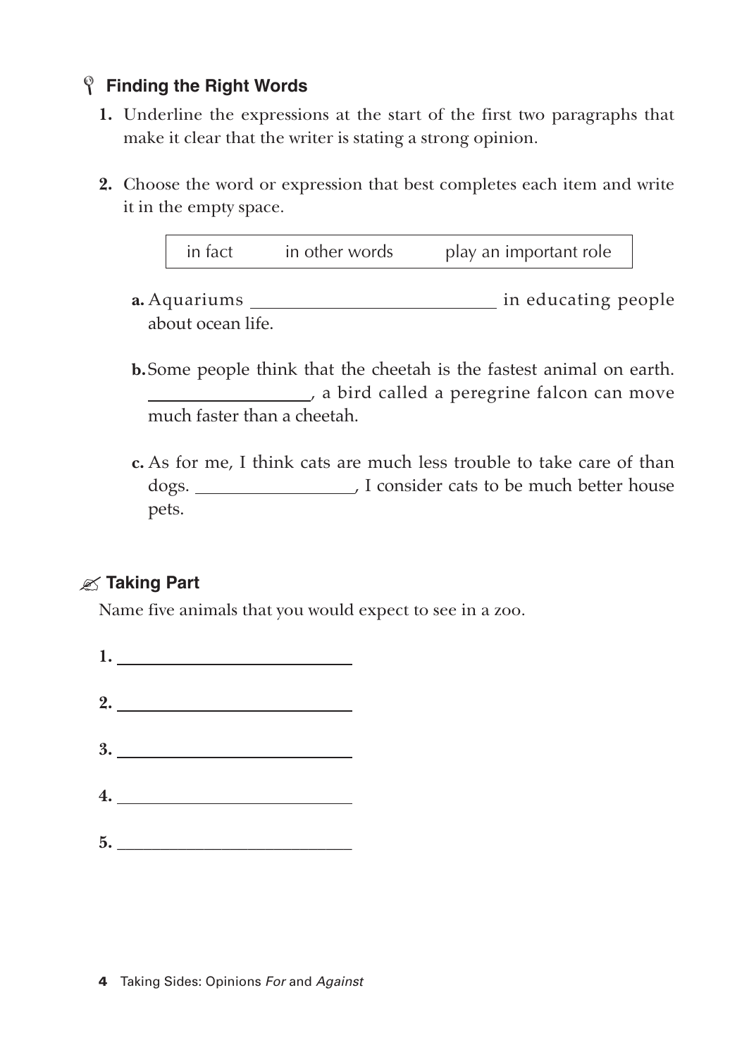### Finding the Right Words

1. Underline the expressions at the start of the first two paragraphs that make it clear that the writer is stating a strong opinion.

2. Choose the word or expression that best completes each item and write it in the empty space.

| in fact | in other words | play an important role |
|---|---|---|

   a. Aquariums ____________________ in educating people about ocean life.

   b. Some people think that the cheetah is the fastest animal on earth. ______________, a bird called a peregrine falcon can move much faster than a cheetah.

   c. As for me, I think cats are much less trouble to take care of than dogs. ______________, I consider cats to be much better house pets.

### Taking Part

Name five animals that you would expect to see in a zoo.

1. ____________________
2. ____________________
3. ____________________
4. ____________________
5. ____________________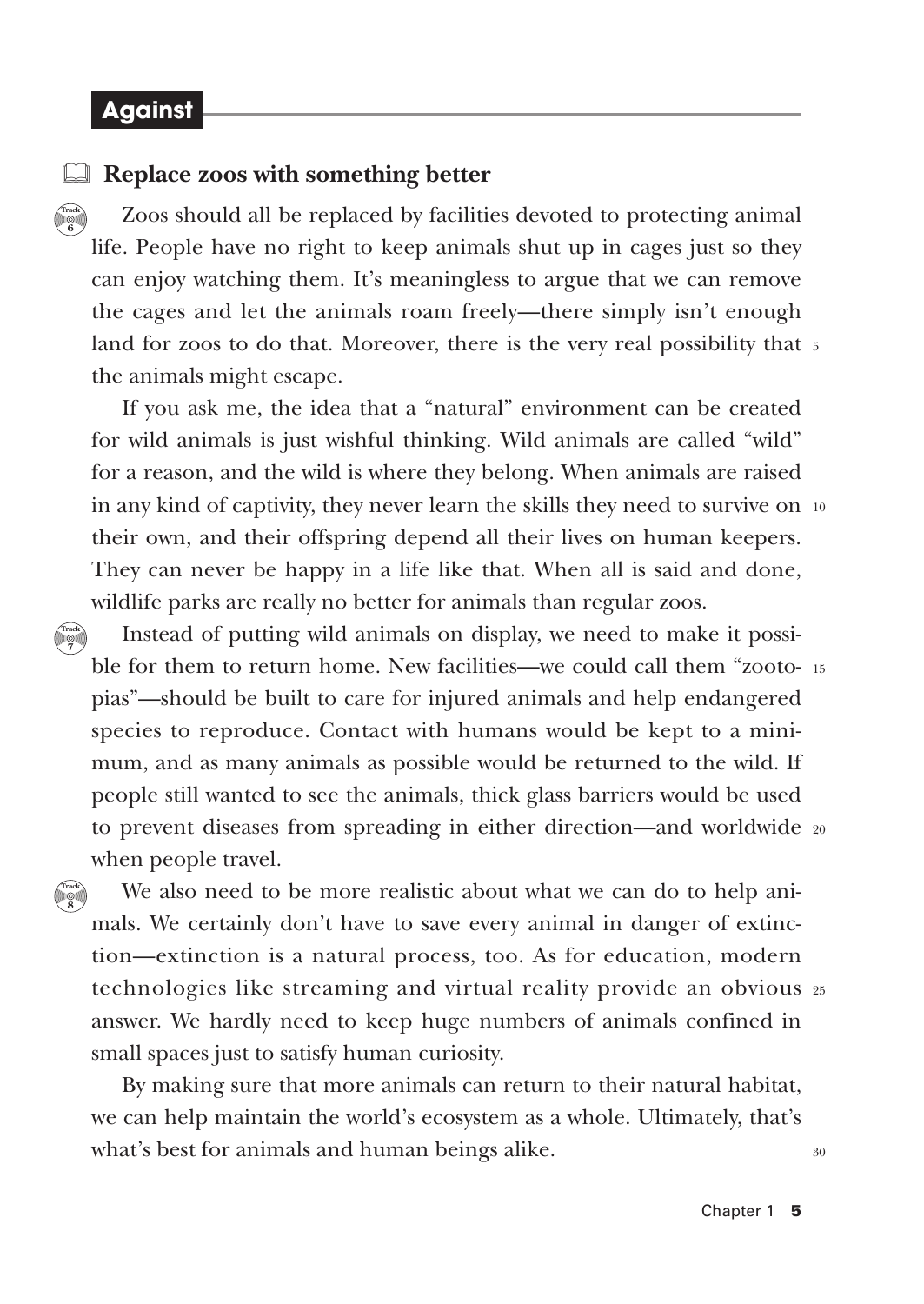## Against

### Replace zoos with something better

Zoos should all be replaced by facilities devoted to protecting animal life. People have no right to keep animals shut up in cages just so they can enjoy watching them. It's meaningless to argue that we can remove the cages and let the animals roam freely—there simply isn't enough land for zoos to do that. Moreover, there is the very real possibility that the animals might escape.

If you ask me, the idea that a "natural" environment can be created for wild animals is just wishful thinking. Wild animals are called "wild" for a reason, and the wild is where they belong. When animals are raised in any kind of captivity, they never learn the skills they need to survive on their own, and their offspring depend all their lives on human keepers. They can never be happy in a life like that. When all is said and done, wildlife parks are really no better for animals than regular zoos.

Instead of putting wild animals on display, we need to make it possible for them to return home. New facilities—we could call them "zootopias"—should be built to care for injured animals and help endangered species to reproduce. Contact with humans would be kept to a minimum, and as many animals as possible would be returned to the wild. If people still wanted to see the animals, thick glass barriers would be used to prevent diseases from spreading in either direction—and worldwide when people travel.

We also need to be more realistic about what we can do to help animals. We certainly don't have to save every animal in danger of extinction—extinction is a natural process, too. As for education, modern technologies like streaming and virtual reality provide an obvious answer. We hardly need to keep huge numbers of animals confined in small spaces just to satisfy human curiosity.

By making sure that more animals can return to their natural habitat, we can help maintain the world's ecosystem as a whole. Ultimately, that's what's best for animals and human beings alike.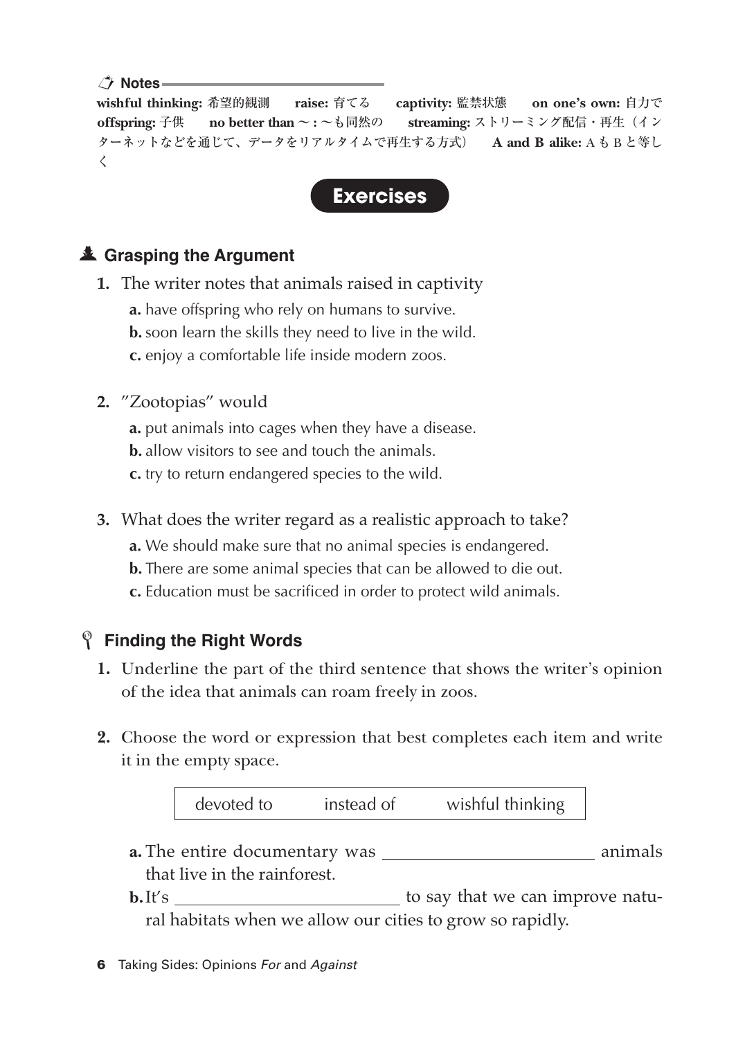**Notes**

**wishful thinking:** 希望的観測　**raise:** 育てる　**captivity:** 監禁状態　**on one's own:** 自力で　**offspring:** 子供　**no better than ～:** ～も同然の　**streaming:** ストリーミング配信・再生（インターネットなどを通じて、データをリアルタイムで再生する方式）　**A and B alike:** A も B と等しく

## Exercises

### Grasping the Argument

1. The writer notes that animals raised in captivity
   **a.** have offspring who rely on humans to survive.
   **b.** soon learn the skills they need to live in the wild.
   **c.** enjoy a comfortable life inside modern zoos.

2. "Zootopias" would
   **a.** put animals into cages when they have a disease.
   **b.** allow visitors to see and touch the animals.
   **c.** try to return endangered species to the wild.

3. What does the writer regard as a realistic approach to take?
   **a.** We should make sure that no animal species is endangered.
   **b.** There are some animal species that can be allowed to die out.
   **c.** Education must be sacrificed in order to protect wild animals.

### Finding the Right Words

1. Underline the part of the third sentence that shows the writer's opinion of the idea that animals can roam freely in zoos.

2. Choose the word or expression that best completes each item and write it in the empty space.

| devoted to | instead of | wishful thinking |
|---|---|---|

   **a.** The entire documentary was ____________________ animals that live in the rainforest.
   **b.** It's ____________________ to say that we can improve natural habitats when we allow our cities to grow so rapidly.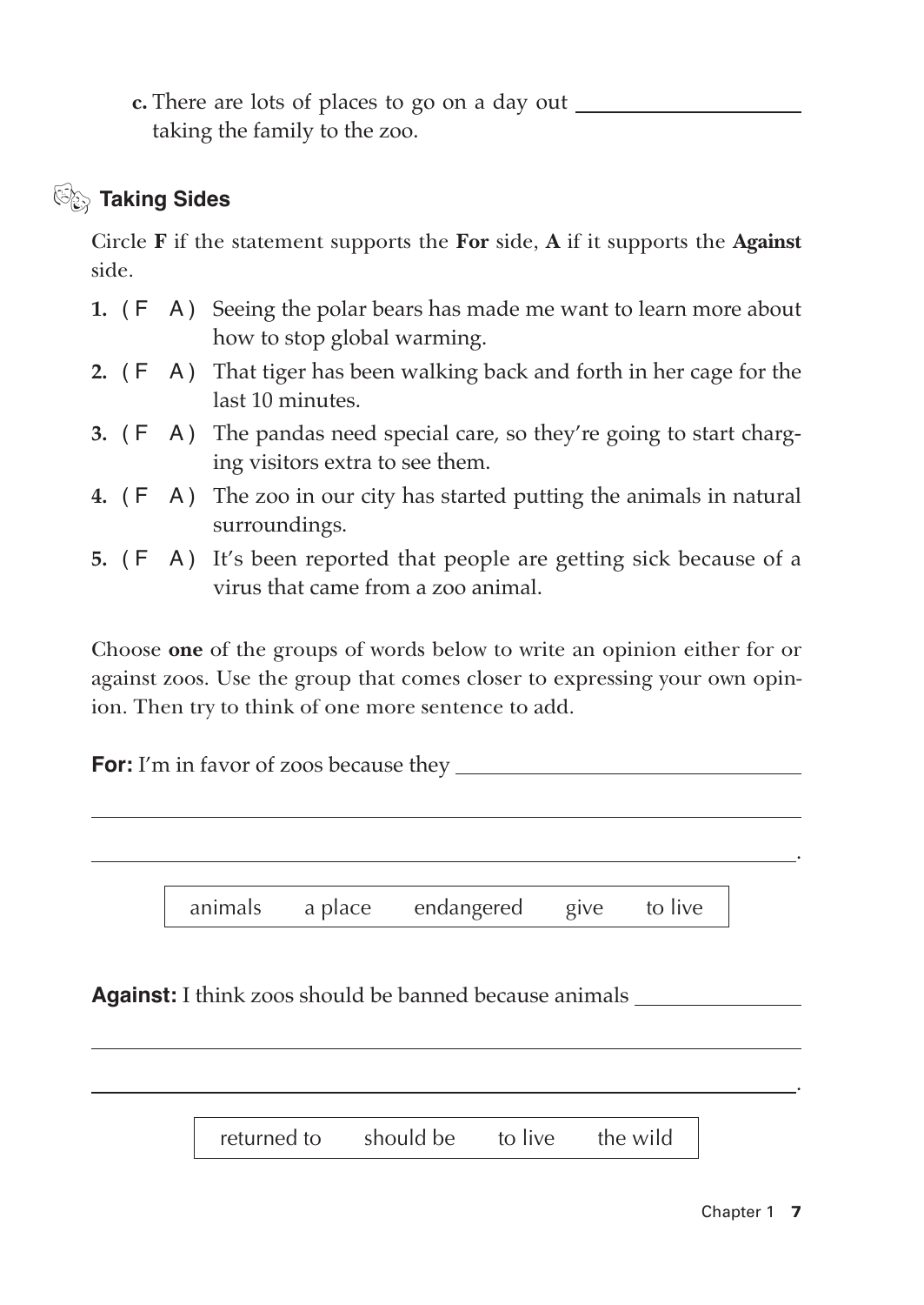c. There are lots of places to go on a day out ____________________ taking the family to the zoo.

## Taking Sides

Circle **F** if the statement supports the **For** side, **A** if it supports the **Against** side.

1. ( F A ) Seeing the polar bears has made me want to learn more about how to stop global warming.
2. ( F A ) That tiger has been walking back and forth in her cage for the last 10 minutes.
3. ( F A ) The pandas need special care, so they're going to start charging visitors extra to see them.
4. ( F A ) The zoo in our city has started putting the animals in natural surroundings.
5. ( F A ) It's been reported that people are getting sick because of a virus that came from a zoo animal.

Choose **one** of the groups of words below to write an opinion either for or against zoos. Use the group that comes closer to expressing your own opinion. Then try to think of one more sentence to add.

**For:** I'm in favor of zoos because they ______________________________

______________________________________________________________

______________________________________________________________.

| | | | | |
|---|---|---|---|---|
| animals | a place | endangered | give | to live |

**Against:** I think zoos should be banned because animals ______________

______________________________________________________________

______________________________________________________________.

| | | | |
|---|---|---|---|
| returned to | should be | to live | the wild |